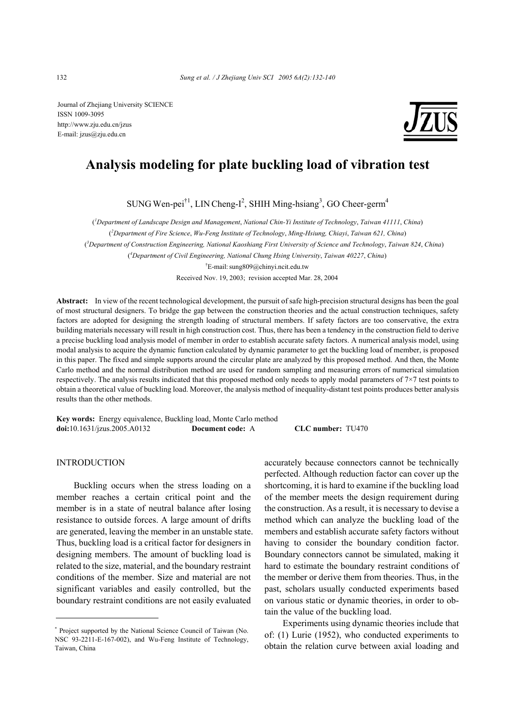Journal of Zhejiang University SCIENCE
ISSN 1009-3095
http://www.zju.edu.cn/jzus
E-mail: jzus@zju.edu.cn

# Analysis modeling for plate buckling load of vibration test

SUNG Wen-pei[†1], LIN Cheng-I[2], SHIH Ming-hsiang[3], GO Cheer-germ[4]

([1]*Department of Landscape Design and Management*, *National Chin-Yi Institute of Technology*, *Taiwan 41111*, *China*)

([2]*Department of Fire Science*, *Wu-Feng Institute of Technology*, *Ming-Hsiung, Chiayi*, *Taiwan 621, China*)

([3]*Department of Construction Engineering, National Kaoshiang First University of Science and Technology*, *Taiwan 824*, *China*)

([4]*Department of Civil Engineering, National Chung Hsing University*, *Taiwan 40227*, *China*)

[†]E-mail: sung809@chinyi.ncit.edu.tw

Received Nov. 19, 2003; revision accepted Mar. 28, 2004

**Abstract:** In view of the recent technological development, the pursuit of safe high-precision structural designs has been the goal of most structural designers. To bridge the gap between the construction theories and the actual construction techniques, safety factors are adopted for designing the strength loading of structural members. If safety factors are too conservative, the extra building materials necessary will result in high construction cost. Thus, there has been a tendency in the construction field to derive a precise buckling load analysis model of member in order to establish accurate safety factors. A numerical analysis model, using modal analysis to acquire the dynamic function calculated by dynamic parameter to get the buckling load of member, is proposed in this paper. The fixed and simple supports around the circular plate are analyzed by this proposed method. And then, the Monte Carlo method and the normal distribution method are used for random sampling and measuring errors of numerical simulation respectively. The analysis results indicated that this proposed method only needs to apply modal parameters of 7×7 test points to obtain a theoretical value of buckling load. Moreover, the analysis method of inequality-distant test points produces better analysis results than the other methods.

**Key words:** Energy equivalence, Buckling load, Monte Carlo method
**doi:**10.1631/jzus.2005.A0132 **Document code:** A **CLC number:** TU470

## INTRODUCTION

Buckling occurs when the stress loading on a member reaches a certain critical point and the member is in a state of neutral balance after losing resistance to outside forces. A large amount of drifts are generated, leaving the member in an unstable state. Thus, buckling load is a critical factor for designers in designing members. The amount of buckling load is related to the size, material, and the boundary restraint conditions of the member. Size and material are not significant variables and easily controlled, but the boundary restraint conditions are not easily evaluated accurately because connectors cannot be technically perfected. Although reduction factor can cover up the shortcoming, it is hard to examine if the buckling load of the member meets the design requirement during the construction. As a result, it is necessary to devise a method which can analyze the buckling load of the members and establish accurate safety factors without having to consider the boundary condition factor. Boundary connectors cannot be simulated, making it hard to estimate the boundary restraint conditions of the member or derive them from theories. Thus, in the past, scholars usually conducted experiments based on various static or dynamic theories, in order to obtain the value of the buckling load.

Experiments using dynamic theories include that of: (1) Lurie (1952), who conducted experiments to obtain the relation curve between axial loading and

---

\* Project supported by the National Science Council of Taiwan (No. NSC 93-2211-E-167-002), and Wu-Feng Institute of Technology, Taiwan, China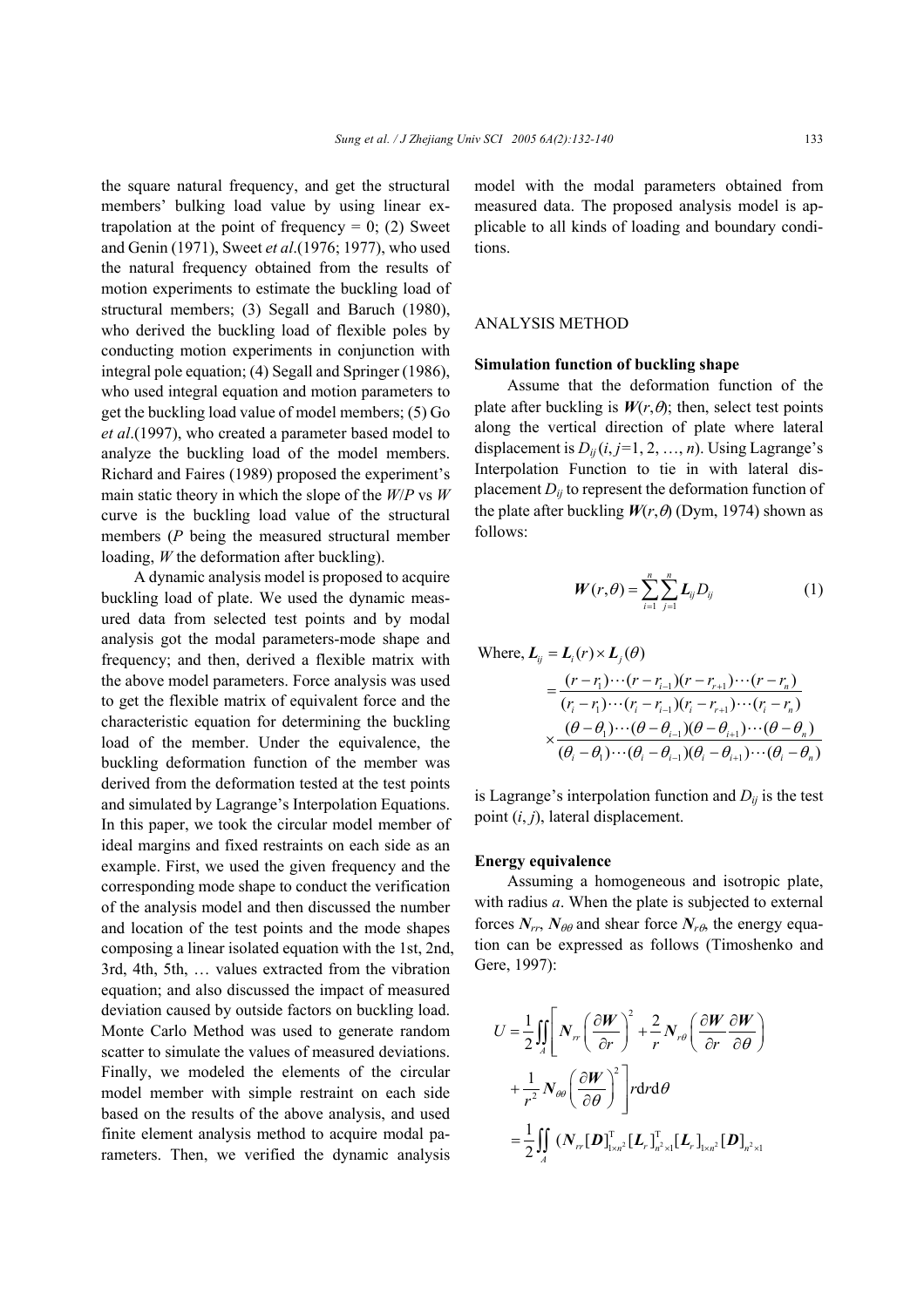the square natural frequency, and get the structural members' bulking load value by using linear extrapolation at the point of frequency = 0; (2) Sweet and Genin (1971), Sweet *et al*.(1976; 1977), who used the natural frequency obtained from the results of motion experiments to estimate the buckling load of structural members; (3) Segall and Baruch (1980), who derived the buckling load of flexible poles by conducting motion experiments in conjunction with integral pole equation; (4) Segall and Springer (1986), who used integral equation and motion parameters to get the buckling load value of model members; (5) Go *et al*.(1997), who created a parameter based model to analyze the buckling load of the model members. Richard and Faires (1989) proposed the experiment's main static theory in which the slope of the $W/P$ vs $W$ curve is the buckling load value of the structural members ($P$ being the measured structural member loading, $W$ the deformation after buckling).

A dynamic analysis model is proposed to acquire buckling load of plate. We used the dynamic measured data from selected test points and by modal analysis got the modal parameters-mode shape and frequency; and then, derived a flexible matrix with the above model parameters. Force analysis was used to get the flexible matrix of equivalent force and the characteristic equation for determining the buckling load of the member. Under the equivalence, the buckling deformation function of the member was derived from the deformation tested at the test points and simulated by Lagrange's Interpolation Equations. In this paper, we took the circular model member of ideal margins and fixed restraints on each side as an example. First, we used the given frequency and the corresponding mode shape to conduct the verification of the analysis model and then discussed the number and location of the test points and the mode shapes composing a linear isolated equation with the 1st, 2nd, 3rd, 4th, 5th, … values extracted from the vibration equation; and also discussed the impact of measured deviation caused by outside factors on buckling load. Monte Carlo Method was used to generate random scatter to simulate the values of measured deviations. Finally, we modeled the elements of the circular model member with simple restraint on each side based on the results of the above analysis, and used finite element analysis method to acquire modal parameters. Then, we verified the dynamic analysis model with the modal parameters obtained from measured data. The proposed analysis model is applicable to all kinds of loading and boundary conditions.

## ANALYSIS METHOD

### Simulation function of buckling shape

Assume that the deformation function of the plate after buckling is $\boldsymbol{W}(r,\theta)$; then, select test points along the vertical direction of plate where lateral displacement is $D_{ij}\,(i, j=1, 2, \ldots, n)$. Using Lagrange's Interpolation Function to tie in with lateral displacement $D_{ij}$ to represent the deformation function of the plate after buckling $\boldsymbol{W}(r,\theta)$ (Dym, 1974) shown as follows:

$$\boldsymbol{W}(r,\theta)=\sum_{i=1}^{n}\sum_{j=1}^{n}\boldsymbol{L}_{ij}D_{ij} \tag{1}$$

Where, 

$$\begin{aligned}\boldsymbol{L}_{ij}&=\boldsymbol{L}_i(r)\times\boldsymbol{L}_j(\theta)\\&=\frac{(r-r_1)\cdots(r-r_{i-1})(r-r_{r+1})\cdots(r-r_n)}{(r_i-r_1)\cdots(r_i-r_{i-1})(r_i-r_{r+1})\cdots(r_i-r_n)}\\&\quad\times\frac{(\theta-\theta_1)\cdots(\theta-\theta_{i-1})(\theta-\theta_{i+1})\cdots(\theta-\theta_n)}{(\theta_i-\theta_1)\cdots(\theta_i-\theta_{i-1})(\theta_i-\theta_{i+1})\cdots(\theta_i-\theta_n)}\end{aligned}$$

is Lagrange's interpolation function and $D_{ij}$ is the test point $(i, j)$, lateral displacement.

### Energy equivalence

Assuming a homogeneous and isotropic plate, with radius $a$. When the plate is subjected to external forces $\boldsymbol{N}_{rr}$, $\boldsymbol{N}_{\theta\theta}$ and shear force $\boldsymbol{N}_{r\theta}$, the energy equation can be expressed as follows (Timoshenko and Gere, 1997):

$$\begin{aligned}U&=\frac{1}{2}\iint_A\left[\boldsymbol{N}_{rr}\left(\frac{\partial\boldsymbol{W}}{\partial r}\right)^2+\frac{2}{r}\boldsymbol{N}_{r\theta}\left(\frac{\partial\boldsymbol{W}}{\partial r}\frac{\partial\boldsymbol{W}}{\partial\theta}\right)\right.\\&\quad\left.+\frac{1}{r^2}\boldsymbol{N}_{\theta\theta}\left(\frac{\partial\boldsymbol{W}}{\partial\theta}\right)^2\right]r\mathrm{d}r\mathrm{d}\theta\\&=\frac{1}{2}\iint_A(\boldsymbol{N}_{rr}[\boldsymbol{D}]^{\mathrm{T}}_{1\times n^2}[\boldsymbol{L}_r]^{\mathrm{T}}_{n^2\times1}[\boldsymbol{L}_r]_{1\times n^2}[\boldsymbol{D}]_{n^2\times1}\end{aligned}$$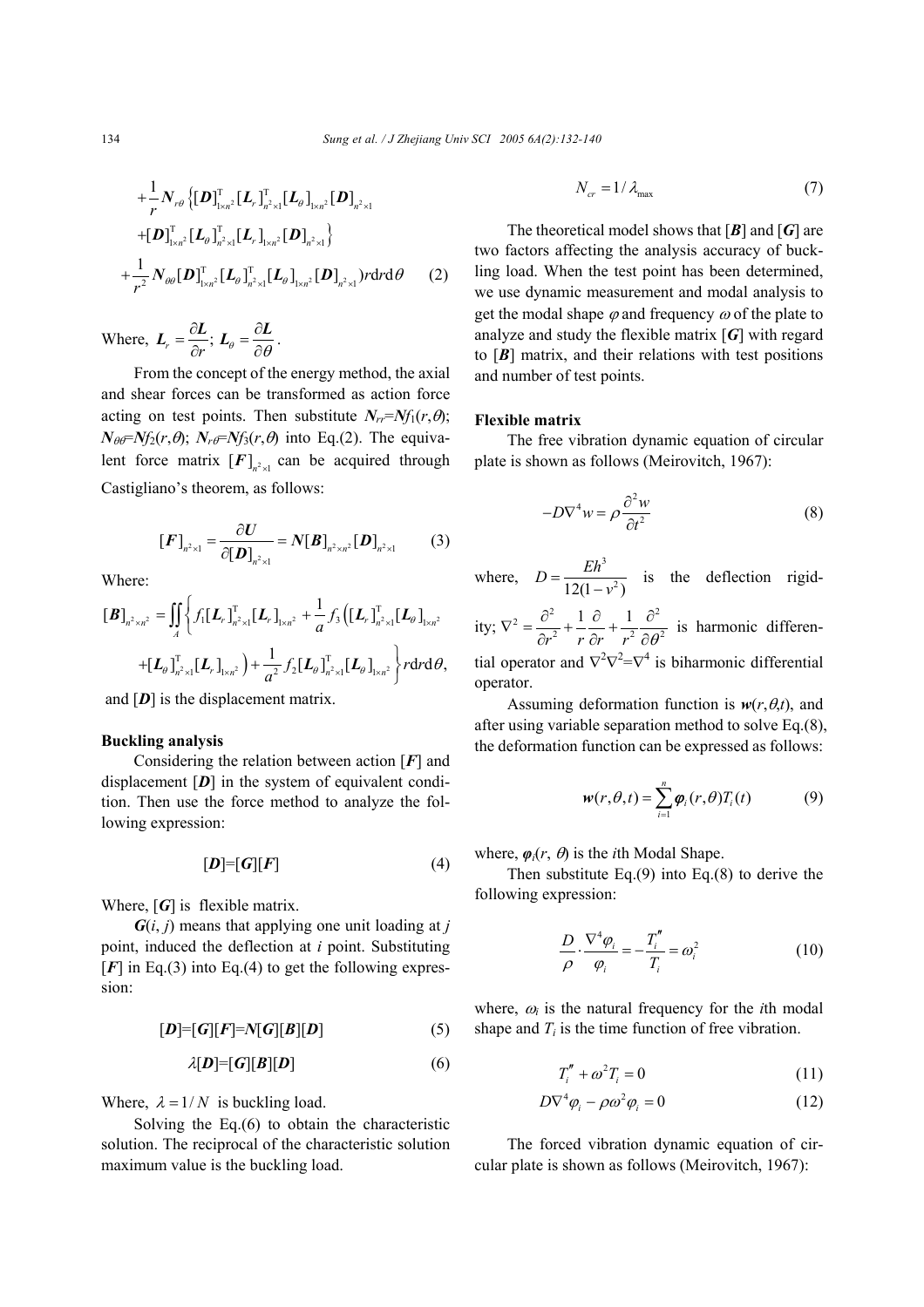$$+\frac{1}{r}\boldsymbol{N}_{r\theta}\left\{[\boldsymbol{D}]^{\mathrm{T}}_{1\times n^2}[\boldsymbol{L}_r]^{\mathrm{T}}_{n^2\times 1}[\boldsymbol{L}_\theta]_{1\times n^2}[\boldsymbol{D}]_{n^2\times 1}\right.$$
$$\left.+[\boldsymbol{D}]^{\mathrm{T}}_{1\times n^2}[\boldsymbol{L}_\theta]^{\mathrm{T}}_{n^2\times 1}[\boldsymbol{L}_r]_{1\times n^2}[\boldsymbol{D}]_{n^2\times 1}\right\}$$
$$+\frac{1}{r^2}\boldsymbol{N}_{\theta\theta}[\boldsymbol{D}]^{\mathrm{T}}_{1\times n^2}[\boldsymbol{L}_\theta]^{\mathrm{T}}_{n^2\times 1}[\boldsymbol{L}_\theta]_{1\times n^2}[\boldsymbol{D}]_{n^2\times 1})r\mathrm{d}r\mathrm{d}\theta \qquad (2)$$

Where, $\boldsymbol{L}_r=\dfrac{\partial \boldsymbol{L}}{\partial r}$; $\boldsymbol{L}_\theta=\dfrac{\partial \boldsymbol{L}}{\partial \theta}$.

From the concept of the energy method, the axial and shear forces can be transformed as action force acting on test points. Then substitute $N_{rr}=Nf_1(r,\theta)$; $N_{\theta\theta}=Nf_2(r,\theta)$; $N_{r\theta}=Nf_3(r,\theta)$ into Eq.(2). The equivalent force matrix $[\boldsymbol{F}]_{n^2\times 1}$ can be acquired through Castigliano's theorem, as follows:

$$[\boldsymbol{F}]_{n^2\times 1}=\frac{\partial \boldsymbol{U}}{\partial [\boldsymbol{D}]_{n^2\times 1}}=\boldsymbol{N}[\boldsymbol{B}]_{n^2\times n^2}[\boldsymbol{D}]_{n^2\times 1} \qquad (3)$$

Where:

$$[\boldsymbol{B}]_{n^2\times n^2}=\iint_A\left\{f_1[\boldsymbol{L}_r]^{\mathrm{T}}_{n^2\times 1}[\boldsymbol{L}_r]_{1\times n^2}+\frac{1}{a}f_3\left([\boldsymbol{L}_r]^{\mathrm{T}}_{n^2\times 1}[\boldsymbol{L}_\theta]_{1\times n^2}\right.\right.$$
$$\left.\left.+[\boldsymbol{L}_\theta]^{\mathrm{T}}_{n^2\times 1}[\boldsymbol{L}_r]_{1\times n^2}\right)+\frac{1}{a^2}f_2[\boldsymbol{L}_\theta]^{\mathrm{T}}_{n^2\times 1}[\boldsymbol{L}_\theta]_{1\times n^2}\right\}r\mathrm{d}r\mathrm{d}\theta,$$

and $[\boldsymbol{D}]$ is the displacement matrix.

### Buckling analysis

Considering the relation between action $[\boldsymbol{F}]$ and displacement $[\boldsymbol{D}]$ in the system of equivalent condition. Then use the force method to analyze the following expression:

$$[\boldsymbol{D}]=[\boldsymbol{G}][\boldsymbol{F}] \qquad (4)$$

Where, $[\boldsymbol{G}]$ is flexible matrix.

$\boldsymbol{G}(i, j)$ means that applying one unit loading at $j$ point, induced the deflection at $i$ point. Substituting $[\boldsymbol{F}]$ in Eq.(3) into Eq.(4) to get the following expression:

$$[\boldsymbol{D}]=[\boldsymbol{G}][\boldsymbol{F}]=\boldsymbol{N}[\boldsymbol{G}][\boldsymbol{B}][\boldsymbol{D}] \qquad (5)$$

$$\lambda[\boldsymbol{D}]=[\boldsymbol{G}][\boldsymbol{B}][\boldsymbol{D}] \qquad (6)$$

Where, $\lambda=1/N$ is buckling load.

Solving the Eq.(6) to obtain the characteristic solution. The reciprocal of the characteristic solution maximum value is the buckling load.

$$N_{cr}=1/\lambda_{\max} \qquad (7)$$

The theoretical model shows that $[\boldsymbol{B}]$ and $[\boldsymbol{G}]$ are two factors affecting the analysis accuracy of buckling load. When the test point has been determined, we use dynamic measurement and modal analysis to get the modal shape $\varphi$ and frequency $\omega$ of the plate to analyze and study the flexible matrix $[\boldsymbol{G}]$ with regard to $[\boldsymbol{B}]$ matrix, and their relations with test positions and number of test points.

### Flexible matrix

The free vibration dynamic equation of circular plate is shown as follows (Meirovitch, 1967):

$$-D\nabla^4 w=\rho\frac{\partial^2 w}{\partial t^2} \qquad (8)$$

where, $D=\dfrac{Eh^3}{12(1-v^2)}$ is the deflection rigidity; $\nabla^2=\dfrac{\partial^2}{\partial r^2}+\dfrac{1}{r}\dfrac{\partial}{\partial r}+\dfrac{1}{r^2}\dfrac{\partial^2}{\partial \theta^2}$ is harmonic differential operator and $\nabla^2\nabla^2=\nabla^4$ is biharmonic differential operator.

Assuming deformation function is $\boldsymbol{w}(r,\theta,t)$, and after using variable separation method to solve Eq.(8), the deformation function can be expressed as follows:

$$\boldsymbol{w}(r,\theta,t)=\sum_{i=1}^{n}\boldsymbol{\varphi}_i(r,\theta)T_i(t) \qquad (9)$$

where, $\boldsymbol{\varphi}_i(r, \theta)$ is the $i$th Modal Shape.

Then substitute Eq.(9) into Eq.(8) to derive the following expression:

$$\frac{D}{\rho}\cdot\frac{\nabla^4\varphi_i}{\varphi_i}=-\frac{T_i''}{T_i}=\omega_i^2 \qquad (10)$$

where, $\omega_i$ is the natural frequency for the $i$th modal shape and $T_i$ is the time function of free vibration.

$$T_i''+\omega^2 T_i=0 \qquad (11)$$

$$D\nabla^4\varphi_i-\rho\omega^2\varphi_i=0 \qquad (12)$$

The forced vibration dynamic equation of circular plate is shown as follows (Meirovitch, 1967):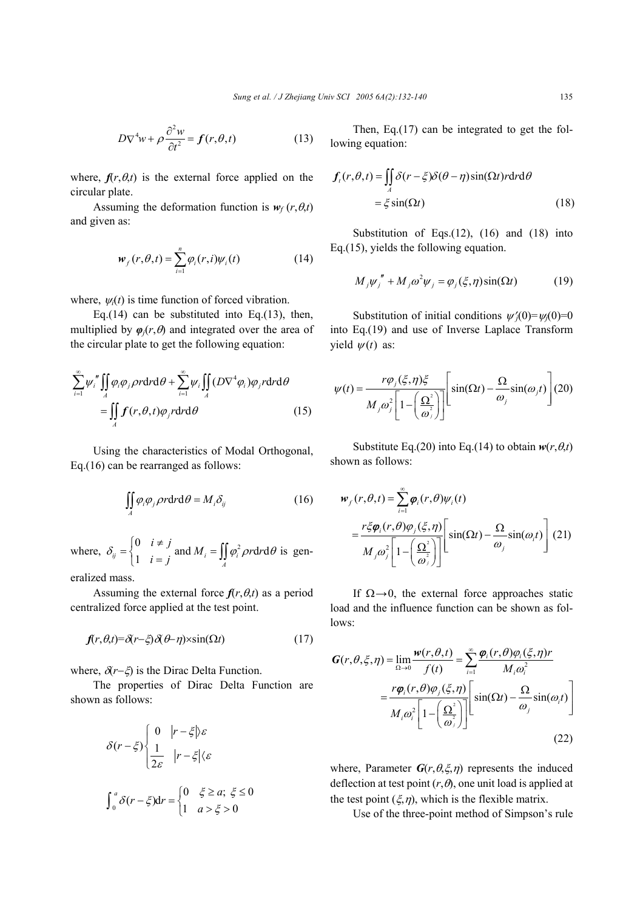$$D\nabla^4 w + \rho \frac{\partial^2 w}{\partial t^2} = \boldsymbol{f}(r,\theta,t) \tag{13}$$

where, $\boldsymbol{f}(r,\theta,t)$ is the external force applied on the circular plate.

Assuming the deformation function is $\boldsymbol{w}_f(r,\theta,t)$ and given as:

$$\boldsymbol{w}_f(r,\theta,t) = \sum_{i=1}^{n} \varphi_i(r,i)\psi_i(t) \tag{14}$$

where, $\psi_i(t)$ is time function of forced vibration.

Eq.(14) can be substituted into Eq.(13), then, multiplied by $\boldsymbol{\varphi}_j(r,\theta)$ and integrated over the area of the circular plate to get the following equation:

$$\sum_{i=1}^{\infty} \psi_i'' \iint_A \varphi_i \varphi_j \rho r \mathrm{d}r \mathrm{d}\theta + \sum_{i=1}^{\infty} \psi_i \iint_A (D\nabla^4 \varphi_i)\varphi_j r \mathrm{d}r \mathrm{d}\theta = \iint_A \boldsymbol{f}(r,\theta,t)\varphi_j r \mathrm{d}r \mathrm{d}\theta \tag{15}$$

Using the characteristics of Modal Orthogonal, Eq.(16) can be rearranged as follows:

$$\iint_A \varphi_i \varphi_j \rho r \mathrm{d}r \mathrm{d}\theta = M_i \delta_{ij} \tag{16}$$

where, $\delta_{ij} = \begin{cases} 0 & i \neq j \\ 1 & i = j \end{cases}$ and $M_i = \iint_A \varphi_i^2 \rho r \mathrm{d}r \mathrm{d}\theta$ is generalized mass.

Assuming the external force $\boldsymbol{f}(r,\theta,t)$ as a period centralized force applied at the test point.

$$\boldsymbol{f}(r,\theta,t) = \delta(r-\xi)\delta(\theta-\eta) \times \sin(\Omega t) \tag{17}$$

where, $\delta(r-\xi)$ is the Dirac Delta Function.

The properties of Dirac Delta Function are shown as follows:

$$\delta(r-\xi) \begin{cases} 0 & |r-\xi| \rangle \varepsilon \\ \dfrac{1}{2\varepsilon} & |r-\xi| \langle \varepsilon \end{cases}$$

$$\int_0^a \delta(r-\xi)\mathrm{d}r = \begin{cases} 0 & \xi \geq a;\ \xi \leq 0 \\ 1 & a > \xi > 0 \end{cases}$$

Then, Eq.(17) can be integrated to get the following equation:

$$\boldsymbol{f}_i(r,\theta,t) = \iint_A \delta(r-\xi)\delta(\theta-\eta)\sin(\Omega t) r \mathrm{d}r \mathrm{d}\theta = \xi \sin(\Omega t) \tag{18}$$

Substitution of Eqs.(12), (16) and (18) into Eq.(15), yields the following equation.

$$M_j \psi_j'' + M_j \omega^2 \psi_j = \varphi_j(\xi,\eta)\sin(\Omega t) \tag{19}$$

Substitution of initial conditions $\psi_j'(0) = \psi_j(0) = 0$ into Eq.(19) and use of Inverse Laplace Transform yield $\psi(t)$ as:

$$\psi(t) = \frac{r\varphi_j(\xi,\eta)\xi}{M_j \omega_j^2 \left[1 - \left(\dfrac{\Omega^2}{\omega_j^2}\right)\right]} \left[\sin(\Omega t) - \frac{\Omega}{\omega_j}\sin(\omega_j t)\right] \tag{20}$$

Substitute Eq.(20) into Eq.(14) to obtain $\boldsymbol{w}(r,\theta,t)$ shown as follows:

$$\boldsymbol{w}_f(r,\theta,t) = \sum_{i=1}^{\infty} \boldsymbol{\varphi}_i(r,\theta)\psi_i(t) = \frac{r\xi \boldsymbol{\varphi}_i(r,\theta)\varphi_j(\xi,\eta)}{M_j \omega_j^2 \left[1 - \left(\dfrac{\Omega^2}{\omega_j^2}\right)\right]} \left[\sin(\Omega t) - \frac{\Omega}{\omega_j}\sin(\omega_i t)\right] \tag{21}$$

If $\Omega \to 0$, the external force approaches static load and the influence function can be shown as follows:

$$\boldsymbol{G}(r,\theta,\xi,\eta) = \lim_{\Omega \to 0} \frac{\boldsymbol{w}(r,\theta,t)}{f(t)} = \sum_{i=1}^{\infty} \frac{\boldsymbol{\varphi}_i(r,\theta)\varphi_i(\xi,\eta)r}{M_i \omega_i^2} = \frac{r\boldsymbol{\varphi}_i(r,\theta)\varphi_j(\xi,\eta)}{M_i \omega_i^2 \left[1 - \left(\dfrac{\Omega^2}{\omega_j^2}\right)\right]} \left[\sin(\Omega t) - \frac{\Omega}{\omega_j}\sin(\omega_i t)\right] \tag{22}$$

where, Parameter $\boldsymbol{G}(r,\theta,\xi,\eta)$ represents the induced deflection at test point $(r,\theta)$, one unit load is applied at the test point $(\xi,\eta)$, which is the flexible matrix.

Use of the three-point method of Simpson's rule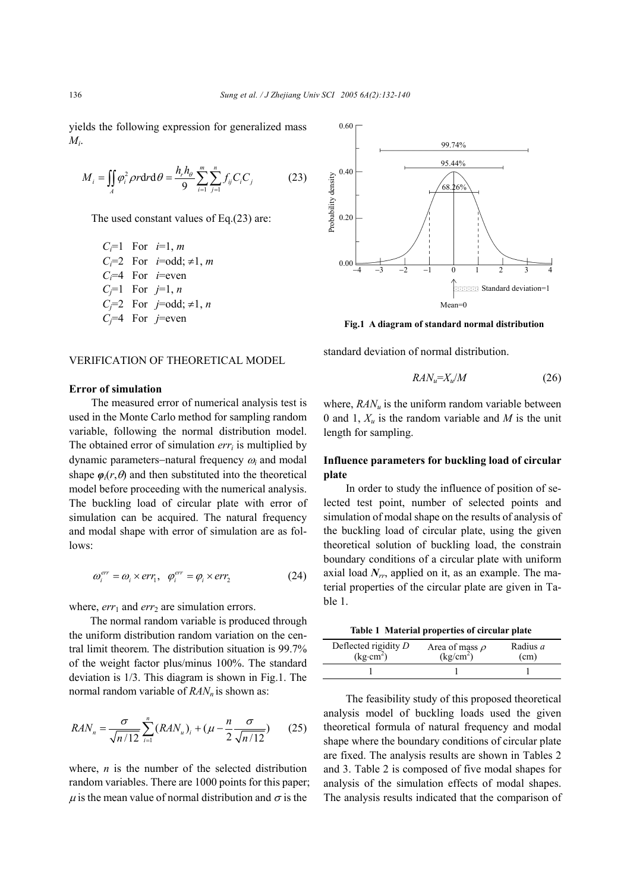yields the following expression for generalized mass $M_i$.

$$M_i = \iint_A \varphi_i^2 \rho r \mathrm{d}r \mathrm{d}\theta = \frac{h_r h_\theta}{9} \sum_{i=1}^{m} \sum_{j=1}^{n} f_{ij} C_i C_j \tag{23}$$

The used constant values of Eq.(23) are:

$C_i$=1 For $i$=1, $m$
$C_i$=2 For $i$=odd; ≠1, $m$
$C_i$=4 For $i$=even
$C_j$=1 For $j$=1, $n$
$C_j$=2 For $j$=odd; ≠1, $n$
$C_j$=4 For $j$=even

## VERIFICATION OF THEORETICAL MODEL

### Error of simulation

The measured error of numerical analysis test is used in the Monte Carlo method for sampling random variable, following the normal distribution model. The obtained error of simulation $err_i$ is multiplied by dynamic parameters−natural frequency $\omega_i$ and modal shape $\varphi_i(r,\theta)$ and then substituted into the theoretical model before proceeding with the numerical analysis. The buckling load of circular plate with error of simulation can be acquired. The natural frequency and modal shape with error of simulation are as follows:

$$\omega_i^{err} = \omega_i \times err_1, \quad \varphi_i^{err} = \varphi_i \times err_2 \tag{24}$$

where, $err_1$ and $err_2$ are simulation errors.

The normal random variable is produced through the uniform distribution random variation on the central limit theorem. The distribution situation is 99.7% of the weight factor plus/minus 100%. The standard deviation is 1/3. This diagram is shown in Fig.1. The normal random variable of $RAN_n$ is shown as:

$$RAN_n = \frac{\sigma}{\sqrt{n/12}} \sum_{i=1}^{n} (RAN_u)_i + \left(\mu - \frac{n}{2}\frac{\sigma}{\sqrt{n/12}}\right) \tag{25}$$

where, $n$ is the number of the selected distribution random variables. There are 1000 points for this paper; $\mu$ is the mean value of normal distribution and $\sigma$ is the standard deviation of normal distribution.

**Fig.1 A diagram of standard normal distribution**

$$RAN_u = X_u / M \tag{26}$$

where, $RAN_u$ is the uniform random variable between 0 and 1, $X_u$ is the random variable and $M$ is the unit length for sampling.

### Influence parameters for buckling load of circular plate

In order to study the influence of position of selected test point, number of selected points and simulation of modal shape on the results of analysis of the buckling load of circular plate, using the given theoretical solution of buckling load, the constrain boundary conditions of a circular plate with uniform axial load $N_{rr}$, applied on it, as an example. The material properties of the circular plate are given in Table 1.

**Table 1 Material properties of circular plate**

| Deflected rigidity $D$ (kg·cm$^2$) | Area of mass $\rho$ (kg/cm$^2$) | Radius $a$ (cm) |
|---|---|---|
| 1 | 1 | 1 |

The feasibility study of this proposed theoretical analysis model of buckling loads used the given theoretical formula of natural frequency and modal shape where the boundary conditions of circular plate are fixed. The analysis results are shown in Tables 2 and 3. Table 2 is composed of five modal shapes for analysis of the simulation effects of modal shapes. The analysis results indicated that the comparison of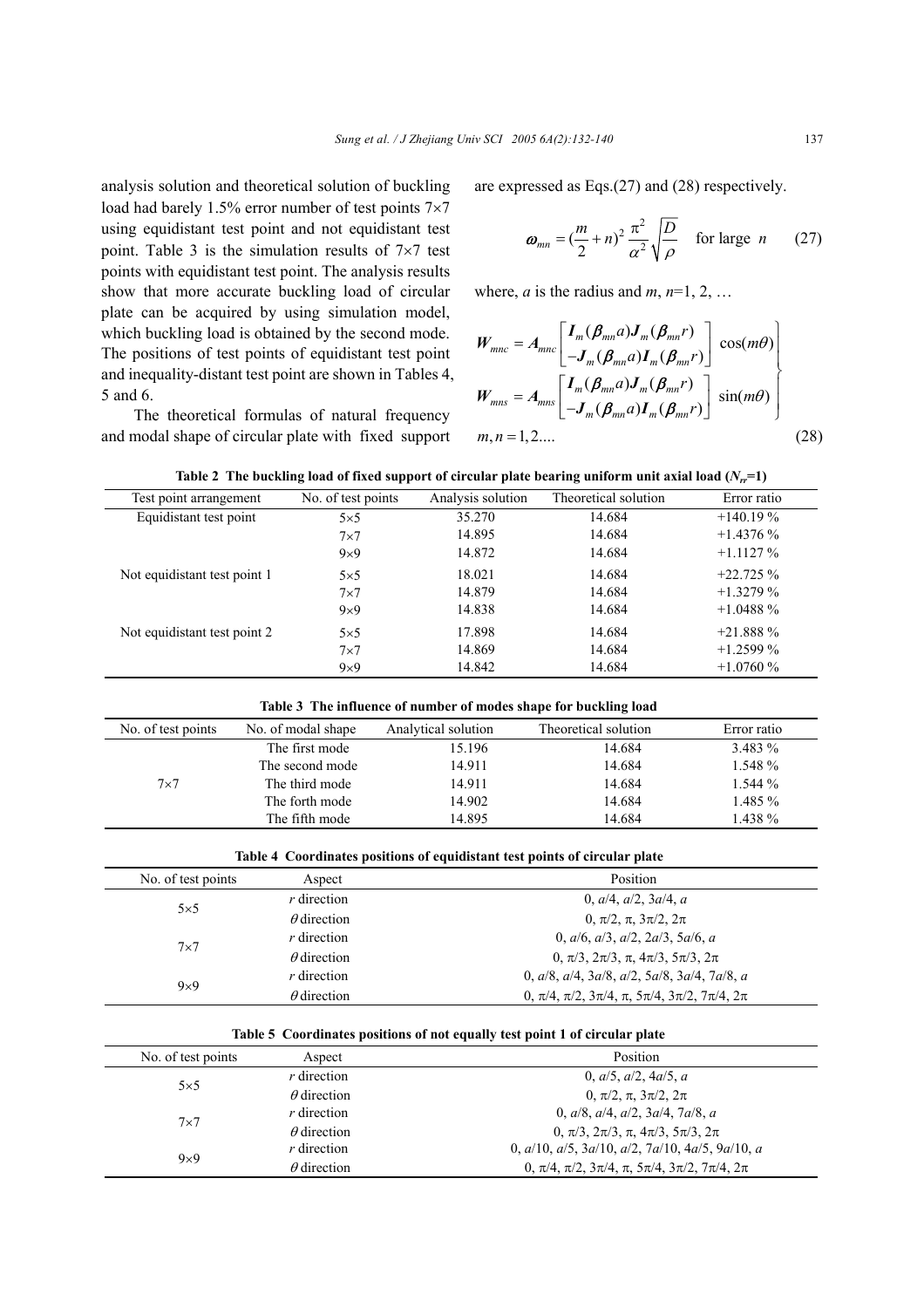analysis solution and theoretical solution of buckling load had barely 1.5% error number of test points 7×7 using equidistant test point and not equidistant test point. Table 3 is the simulation results of 7×7 test points with equidistant test point. The analysis results show that more accurate buckling load of circular plate can be acquired by using simulation model, which buckling load is obtained by the second mode. The positions of test points of equidistant test point and inequality-distant test point are shown in Tables 4, 5 and 6.

The theoretical formulas of natural frequency and modal shape of circular plate with fixed support are expressed as Eqs.(27) and (28) respectively.

$$\boldsymbol{\omega}_{mn} = \left(\frac{m}{2}+n\right)^2 \frac{\pi^2}{\alpha^2}\sqrt{\frac{D}{\rho}} \quad \text{for large } n \tag{27}$$

where, $a$ is the radius and $m$, $n$=1, 2, …

$$\left.\begin{aligned}
\boldsymbol{W}_{mnc} &= \boldsymbol{A}_{mnc}\begin{bmatrix}\boldsymbol{I}_m(\boldsymbol{\beta}_{mn}a)\boldsymbol{J}_m(\boldsymbol{\beta}_{mn}r)\\ -\boldsymbol{J}_m(\boldsymbol{\beta}_{mn}a)\boldsymbol{I}_m(\boldsymbol{\beta}_{mn}r)\end{bmatrix}\cos(m\theta)\\
\boldsymbol{W}_{mns} &= \boldsymbol{A}_{mns}\begin{bmatrix}\boldsymbol{I}_m(\boldsymbol{\beta}_{mn}a)\boldsymbol{J}_m(\boldsymbol{\beta}_{mn}r)\\ -\boldsymbol{J}_m(\boldsymbol{\beta}_{mn}a)\boldsymbol{I}_m(\boldsymbol{\beta}_{mn}r)\end{bmatrix}\sin(m\theta)
\end{aligned}\right\}$$

$$m, n = 1, 2.... \tag{28}$$

**Table 2 The buckling load of fixed support of circular plate bearing uniform unit axial load ($N_{rr}$=1)**

| Test point arrangement | No. of test points | Analysis solution | Theoretical solution | Error ratio |
|---|---|---|---|---|
| Equidistant test point | 5×5 | 35.270 | 14.684 | +140.19 % |
| | 7×7 | 14.895 | 14.684 | +1.4376 % |
| | 9×9 | 14.872 | 14.684 | +1.1127 % |
| Not equidistant test point 1 | 5×5 | 18.021 | 14.684 | +22.725 % |
| | 7×7 | 14.879 | 14.684 | +1.3279 % |
| | 9×9 | 14.838 | 14.684 | +1.0488 % |
| Not equidistant test point 2 | 5×5 | 17.898 | 14.684 | +21.888 % |
| | 7×7 | 14.869 | 14.684 | +1.2599 % |
| | 9×9 | 14.842 | 14.684 | +1.0760 % |

**Table 3 The influence of number of modes shape for buckling load**

| No. of test points | No. of modal shape | Analytical solution | Theoretical solution | Error ratio |
|---|---|---|---|---|
| 7×7 | The first mode | 15.196 | 14.684 | 3.483 % |
| | The second mode | 14.911 | 14.684 | 1.548 % |
| | The third mode | 14.911 | 14.684 | 1.544 % |
| | The forth mode | 14.902 | 14.684 | 1.485 % |
| | The fifth mode | 14.895 | 14.684 | 1.438 % |

**Table 4 Coordinates positions of equidistant test points of circular plate**

| No. of test points | Aspect | Position |
|---|---|---|
| 5×5 | $r$ direction | 0, $a$/4, $a$/2, 3$a$/4, $a$ |
| | $\theta$ direction | 0, π/2, π, 3π/2, 2π |
| 7×7 | $r$ direction | 0, $a$/6, $a$/3, $a$/2, 2$a$/3, 5$a$/6, $a$ |
| | $\theta$ direction | 0, π/3, 2π/3, π, 4π/3, 5π/3, 2π |
| 9×9 | $r$ direction | 0, $a$/8, $a$/4, 3$a$/8, $a$/2, 5$a$/8, 3$a$/4, 7$a$/8, $a$ |
| | $\theta$ direction | 0, π/4, π/2, 3π/4, π, 5π/4, 3π/2, 7π/4, 2π |

**Table 5 Coordinates positions of not equally test point 1 of circular plate**

| No. of test points | Aspect | Position |
|---|---|---|
| 5×5 | $r$ direction | 0, $a$/5, $a$/2, 4$a$/5, $a$ |
| | $\theta$ direction | 0, π/2, π, 3π/2, 2π |
| 7×7 | $r$ direction | 0, $a$/8, $a$/4, $a$/2, 3$a$/4, 7$a$/8, $a$ |
| | $\theta$ direction | 0, π/3, 2π/3, π, 4π/3, 5π/3, 2π |
| 9×9 | $r$ direction | 0, $a$/10, $a$/5, 3$a$/10, $a$/2, 7$a$/10, 4$a$/5, 9$a$/10, $a$ |
| | $\theta$ direction | 0, π/4, π/2, 3π/4, π, 5π/4, 3π/2, 7π/4, 2π |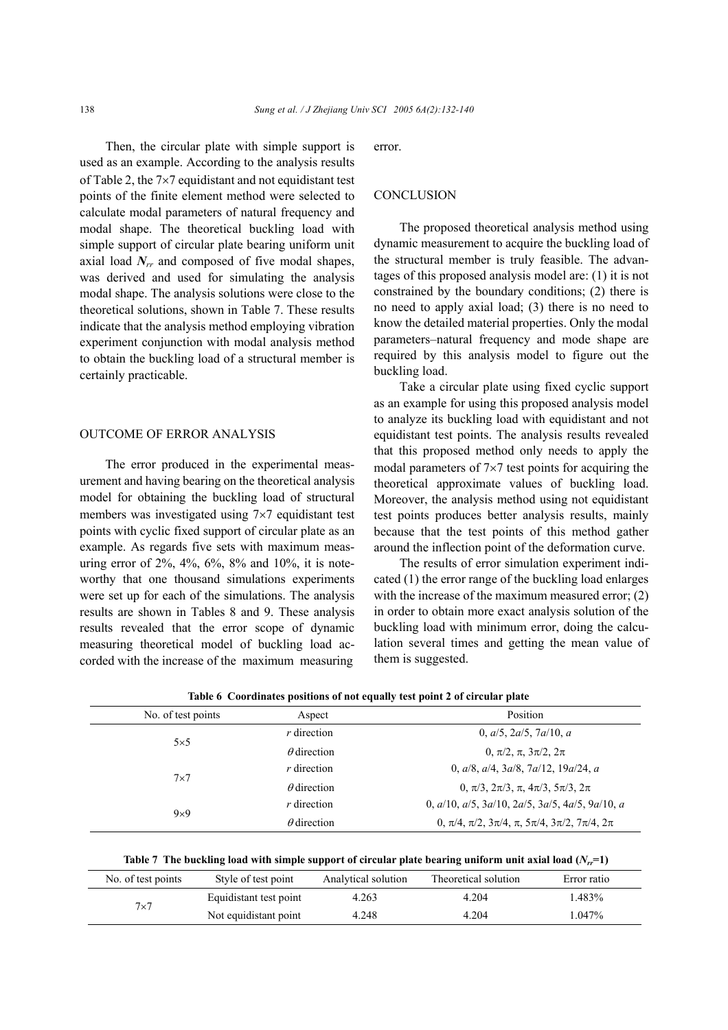Then, the circular plate with simple support is used as an example. According to the analysis results of Table 2, the 7×7 equidistant and not equidistant test points of the finite element method were selected to calculate modal parameters of natural frequency and modal shape. The theoretical buckling load with simple support of circular plate bearing uniform unit axial load $\boldsymbol{N}_{rr}$ and composed of five modal shapes, was derived and used for simulating the analysis modal shape. The analysis solutions were close to the theoretical solutions, shown in Table 7. These results indicate that the analysis method employing vibration experiment conjunction with modal analysis method to obtain the buckling load of a structural member is certainly practicable.

## OUTCOME OF ERROR ANALYSIS

The error produced in the experimental measurement and having bearing on the theoretical analysis model for obtaining the buckling load of structural members was investigated using 7×7 equidistant test points with cyclic fixed support of circular plate as an example. As regards five sets with maximum measuring error of 2%, 4%, 6%, 8% and 10%, it is noteworthy that one thousand simulations experiments were set up for each of the simulations. The analysis results are shown in Tables 8 and 9. These analysis results revealed that the error scope of dynamic measuring theoretical model of buckling load accorded with the increase of the maximum measuring error.

## CONCLUSION

The proposed theoretical analysis method using dynamic measurement to acquire the buckling load of the structural member is truly feasible. The advantages of this proposed analysis model are: (1) it is not constrained by the boundary conditions; (2) there is no need to apply axial load; (3) there is no need to know the detailed material properties. Only the modal parameters–natural frequency and mode shape are required by this analysis model to figure out the buckling load.

Take a circular plate using fixed cyclic support as an example for using this proposed analysis model to analyze its buckling load with equidistant and not equidistant test points. The analysis results revealed that this proposed method only needs to apply the modal parameters of 7×7 test points for acquiring the theoretical approximate values of buckling load. Moreover, the analysis method using not equidistant test points produces better analysis results, mainly because that the test points of this method gather around the inflection point of the deformation curve.

The results of error simulation experiment indicated (1) the error range of the buckling load enlarges with the increase of the maximum measured error; (2) in order to obtain more exact analysis solution of the buckling load with minimum error, doing the calculation several times and getting the mean value of them is suggested.

**Table 6 Coordinates positions of not equally test point 2 of circular plate**

| No. of test points | Aspect | Position |
|---|---|---|
| 5×5 | $r$ direction | $0, a/5, 2a/5, 7a/10, a$ |
| | $\theta$ direction | $0, \pi/2, \pi, 3\pi/2, 2\pi$ |
| 7×7 | $r$ direction | $0, a/8, a/4, 3a/8, 7a/12, 19a/24, a$ |
| | $\theta$ direction | $0, \pi/3, 2\pi/3, \pi, 4\pi/3, 5\pi/3, 2\pi$ |
| 9×9 | $r$ direction | $0, a/10, a/5, 3a/10, 2a/5, 3a/5, 4a/5, 9a/10, a$ |
| | $\theta$ direction | $0, \pi/4, \pi/2, 3\pi/4, \pi, 5\pi/4, 3\pi/2, 7\pi/4, 2\pi$ |

**Table 7 The buckling load with simple support of circular plate bearing uniform unit axial load ($N_{rr}$=1)**

| No. of test points | Style of test point | Analytical solution | Theoretical solution | Error ratio |
|---|---|---|---|---|
| 7×7 | Equidistant test point | 4.263 | 4.204 | 1.483% |
| | Not equidistant point | 4.248 | 4.204 | 1.047% |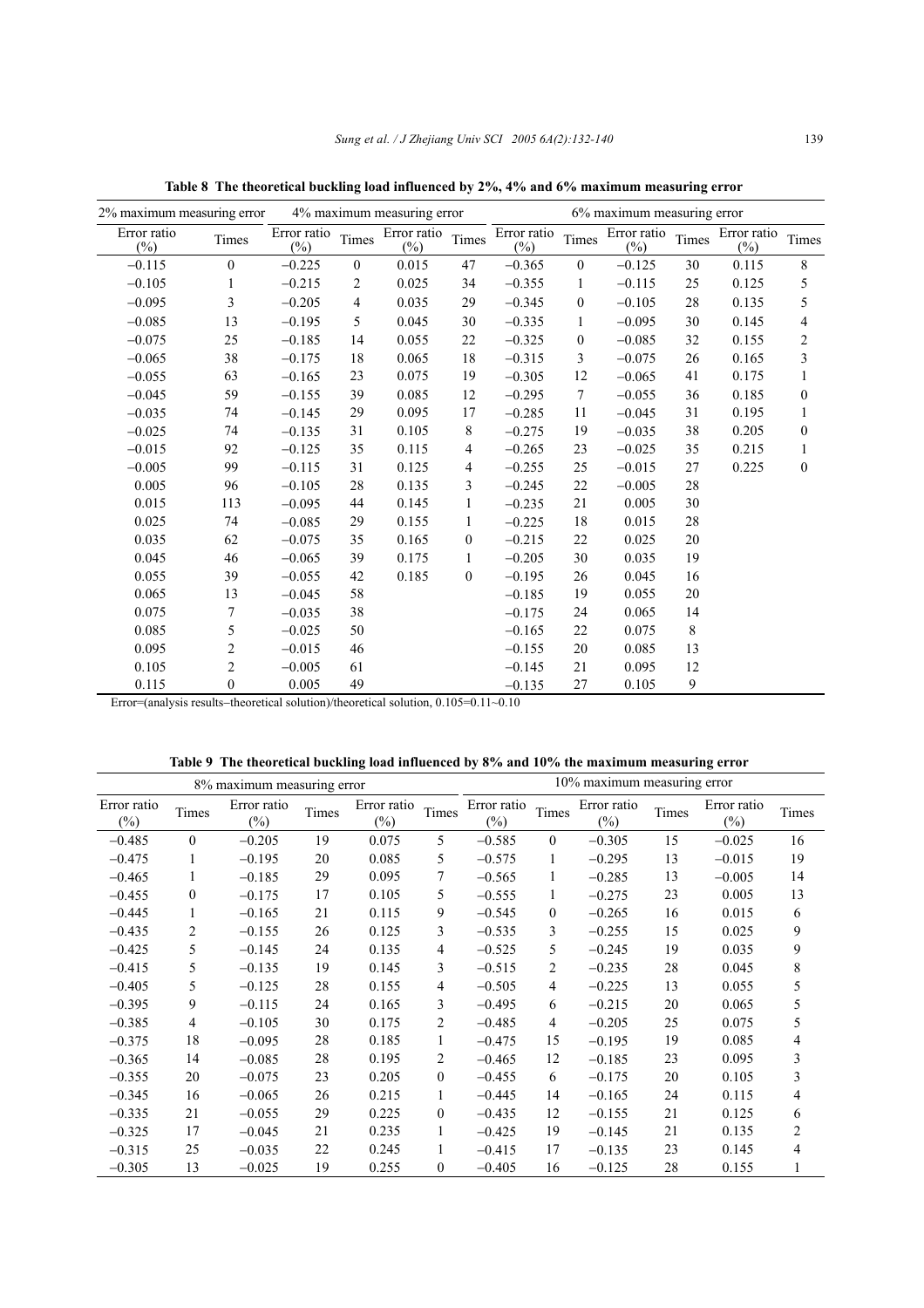**Table 8 The theoretical buckling load influenced by 2%, 4% and 6% maximum measuring error**

| 2% maximum measuring error | | 4% maximum measuring error | | | | 6% maximum measuring error | | | | | |
|---|---|---|---|---|---|---|---|---|---|---|---|
| Error ratio (%) | Times | Error ratio (%) | Times | Error ratio (%) | Times | Error ratio (%) | Times | Error ratio (%) | Times | Error ratio (%) | Times |
| −0.115 | 0 | −0.225 | 0 | 0.015 | 47 | −0.365 | 0 | −0.125 | 30 | 0.115 | 8 |
| −0.105 | 1 | −0.215 | 2 | 0.025 | 34 | −0.355 | 1 | −0.115 | 25 | 0.125 | 5 |
| −0.095 | 3 | −0.205 | 4 | 0.035 | 29 | −0.345 | 0 | −0.105 | 28 | 0.135 | 5 |
| −0.085 | 13 | −0.195 | 5 | 0.045 | 30 | −0.335 | 1 | −0.095 | 30 | 0.145 | 4 |
| −0.075 | 25 | −0.185 | 14 | 0.055 | 22 | −0.325 | 0 | −0.085 | 32 | 0.155 | 2 |
| −0.065 | 38 | −0.175 | 18 | 0.065 | 18 | −0.315 | 3 | −0.075 | 26 | 0.165 | 3 |
| −0.055 | 63 | −0.165 | 23 | 0.075 | 19 | −0.305 | 12 | −0.065 | 41 | 0.175 | 1 |
| −0.045 | 59 | −0.155 | 39 | 0.085 | 12 | −0.295 | 7 | −0.055 | 36 | 0.185 | 0 |
| −0.035 | 74 | −0.145 | 29 | 0.095 | 17 | −0.285 | 11 | −0.045 | 31 | 0.195 | 1 |
| −0.025 | 74 | −0.135 | 31 | 0.105 | 8 | −0.275 | 19 | −0.035 | 38 | 0.205 | 0 |
| −0.015 | 92 | −0.125 | 35 | 0.115 | 4 | −0.265 | 23 | −0.025 | 35 | 0.215 | 1 |
| −0.005 | 99 | −0.115 | 31 | 0.125 | 4 | −0.255 | 25 | −0.015 | 27 | 0.225 | 0 |
| 0.005 | 96 | −0.105 | 28 | 0.135 | 3 | −0.245 | 22 | −0.005 | 28 | | |
| 0.015 | 113 | −0.095 | 44 | 0.145 | 1 | −0.235 | 21 | 0.005 | 30 | | |
| 0.025 | 74 | −0.085 | 29 | 0.155 | 1 | −0.225 | 18 | 0.015 | 28 | | |
| 0.035 | 62 | −0.075 | 35 | 0.165 | 0 | −0.215 | 22 | 0.025 | 20 | | |
| 0.045 | 46 | −0.065 | 39 | 0.175 | 1 | −0.205 | 30 | 0.035 | 19 | | |
| 0.055 | 39 | −0.055 | 42 | 0.185 | 0 | −0.195 | 26 | 0.045 | 16 | | |
| 0.065 | 13 | −0.045 | 58 | | | −0.185 | 19 | 0.055 | 20 | | |
| 0.075 | 7 | −0.035 | 38 | | | −0.175 | 24 | 0.065 | 14 | | |
| 0.085 | 5 | −0.025 | 50 | | | −0.165 | 22 | 0.075 | 8 | | |
| 0.095 | 2 | −0.015 | 46 | | | −0.155 | 20 | 0.085 | 13 | | |
| 0.105 | 2 | −0.005 | 61 | | | −0.145 | 21 | 0.095 | 12 | | |
| 0.115 | 0 | 0.005 | 49 | | | −0.135 | 27 | 0.105 | 9 | | |

Error=(analysis results−theoretical solution)/theoretical solution, 0.105=0.11~0.10

**Table 9 The theoretical buckling load influenced by 8% and 10% the maximum measuring error**

| 8% maximum measuring error | | | | | | 10% maximum measuring error | | | | | |
|---|---|---|---|---|---|---|---|---|---|---|---|
| Error ratio (%) | Times | Error ratio (%) | Times | Error ratio (%) | Times | Error ratio (%) | Times | Error ratio (%) | Times | Error ratio (%) | Times |
| −0.485 | 0 | −0.205 | 19 | 0.075 | 5 | −0.585 | 0 | −0.305 | 15 | −0.025 | 16 |
| −0.475 | 1 | −0.195 | 20 | 0.085 | 5 | −0.575 | 1 | −0.295 | 13 | −0.015 | 19 |
| −0.465 | 1 | −0.185 | 29 | 0.095 | 7 | −0.565 | 1 | −0.285 | 13 | −0.005 | 14 |
| −0.455 | 0 | −0.175 | 17 | 0.105 | 5 | −0.555 | 1 | −0.275 | 23 | 0.005 | 13 |
| −0.445 | 1 | −0.165 | 21 | 0.115 | 9 | −0.545 | 0 | −0.265 | 16 | 0.015 | 6 |
| −0.435 | 2 | −0.155 | 26 | 0.125 | 3 | −0.535 | 3 | −0.255 | 15 | 0.025 | 9 |
| −0.425 | 5 | −0.145 | 24 | 0.135 | 4 | −0.525 | 5 | −0.245 | 19 | 0.035 | 9 |
| −0.415 | 5 | −0.135 | 19 | 0.145 | 3 | −0.515 | 2 | −0.235 | 28 | 0.045 | 8 |
| −0.405 | 5 | −0.125 | 28 | 0.155 | 4 | −0.505 | 4 | −0.225 | 13 | 0.055 | 5 |
| −0.395 | 9 | −0.115 | 24 | 0.165 | 3 | −0.495 | 6 | −0.215 | 20 | 0.065 | 5 |
| −0.385 | 4 | −0.105 | 30 | 0.175 | 2 | −0.485 | 4 | −0.205 | 25 | 0.075 | 5 |
| −0.375 | 18 | −0.095 | 28 | 0.185 | 1 | −0.475 | 15 | −0.195 | 19 | 0.085 | 4 |
| −0.365 | 14 | −0.085 | 28 | 0.195 | 2 | −0.465 | 12 | −0.185 | 23 | 0.095 | 3 |
| −0.355 | 20 | −0.075 | 23 | 0.205 | 0 | −0.455 | 6 | −0.175 | 20 | 0.105 | 3 |
| −0.345 | 16 | −0.065 | 26 | 0.215 | 1 | −0.445 | 14 | −0.165 | 24 | 0.115 | 4 |
| −0.335 | 21 | −0.055 | 29 | 0.225 | 0 | −0.435 | 12 | −0.155 | 21 | 0.125 | 6 |
| −0.325 | 17 | −0.045 | 21 | 0.235 | 1 | −0.425 | 19 | −0.145 | 21 | 0.135 | 2 |
| −0.315 | 25 | −0.035 | 22 | 0.245 | 1 | −0.415 | 17 | −0.135 | 23 | 0.145 | 4 |
| −0.305 | 13 | −0.025 | 19 | 0.255 | 0 | −0.405 | 16 | −0.125 | 28 | 0.155 | 1 |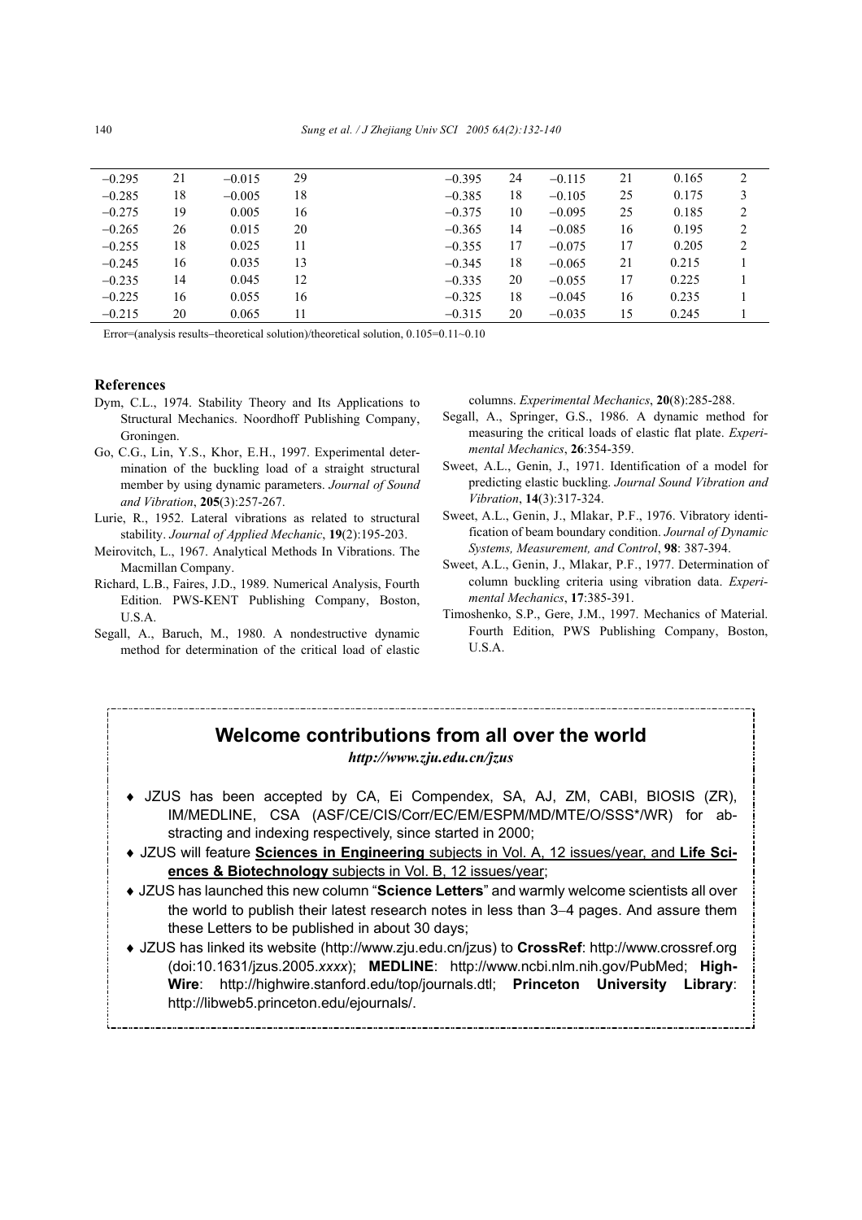| | | | | | | | | | |
|---|---|---|---|---|---|---|---|---|---|
| −0.295 | 21 | −0.015 | 29 | −0.395 | 24 | −0.115 | 21 | 0.165 | 2 |
| −0.285 | 18 | −0.005 | 18 | −0.385 | 18 | −0.105 | 25 | 0.175 | 3 |
| −0.275 | 19 | 0.005 | 16 | −0.375 | 10 | −0.095 | 25 | 0.185 | 2 |
| −0.265 | 26 | 0.015 | 20 | −0.365 | 14 | −0.085 | 16 | 0.195 | 2 |
| −0.255 | 18 | 0.025 | 11 | −0.355 | 17 | −0.075 | 17 | 0.205 | 2 |
| −0.245 | 16 | 0.035 | 13 | −0.345 | 18 | −0.065 | 21 | 0.215 | 1 |
| −0.235 | 14 | 0.045 | 12 | −0.335 | 20 | −0.055 | 17 | 0.225 | 1 |
| −0.225 | 16 | 0.055 | 16 | −0.325 | 18 | −0.045 | 16 | 0.235 | 1 |
| −0.215 | 20 | 0.065 | 11 | −0.315 | 20 | −0.035 | 15 | 0.245 | 1 |

Error=(analysis results−theoretical solution)/theoretical solution, 0.105=0.11~0.10

## References

Dym, C.L., 1974. Stability Theory and Its Applications to Structural Mechanics. Noordhoff Publishing Company, Groningen.

Go, C.G., Lin, Y.S., Khor, E.H., 1997. Experimental determination of the buckling load of a straight structural member by using dynamic parameters. *Journal of Sound and Vibration*, **205**(3):257-267.

Lurie, R., 1952. Lateral vibrations as related to structural stability. *Journal of Applied Mechanic*, **19**(2):195-203.

Meirovitch, L., 1967. Analytical Methods In Vibrations. The Macmillan Company.

Richard, L.B., Faires, J.D., 1989. Numerical Analysis, Fourth Edition. PWS-KENT Publishing Company, Boston, U.S.A.

Segall, A., Baruch, M., 1980. A nondestructive dynamic method for determination of the critical load of elastic columns. *Experimental Mechanics*, **20**(8):285-288.

Segall, A., Springer, G.S., 1986. A dynamic method for measuring the critical loads of elastic flat plate. *Experimental Mechanics*, **26**:354-359.

Sweet, A.L., Genin, J., 1971. Identification of a model for predicting elastic buckling. *Journal Sound Vibration and Vibration*, **14**(3):317-324.

Sweet, A.L., Genin, J., Mlakar, P.F., 1976. Vibratory identification of beam boundary condition. *Journal of Dynamic Systems, Measurement, and Control*, **98**: 387-394.

Sweet, A.L., Genin, J., Mlakar, P.F., 1977. Determination of column buckling criteria using vibration data. *Experimental Mechanics*, **17**:385-391.

Timoshenko, S.P., Gere, J.M., 1997. Mechanics of Material. Fourth Edition, PWS Publishing Company, Boston, U.S.A.

## Welcome contributions from all over the world

***http://www.zju.edu.cn/jzus***

- JZUS has been accepted by CA, Ei Compendex, SA, AJ, ZM, CABI, BIOSIS (ZR), IM/MEDLINE, CSA (ASF/CE/CIS/Corr/EC/EM/ESPM/MD/MTE/O/SSS*/WR) for abstracting and indexing respectively, since started in 2000;
- JZUS will feature **Sciences in Engineering** subjects in Vol. A, 12 issues/year, and **Life Sciences & Biotechnology** subjects in Vol. B, 12 issues/year;
- JZUS has launched this new column "**Science Letters**" and warmly welcome scientists all over the world to publish their latest research notes in less than 3–4 pages. And assure them these Letters to be published in about 30 days;
- JZUS has linked its website (http://www.zju.edu.cn/jzus) to **CrossRef**: http://www.crossref.org (doi:10.1631/jzus.2005.*xxxx*); **MEDLINE**: http://www.ncbi.nlm.nih.gov/PubMed; **High-Wire**: http://highwire.stanford.edu/top/journals.dtl; **Princeton University Library**: http://libweb5.princeton.edu/ejournals/.